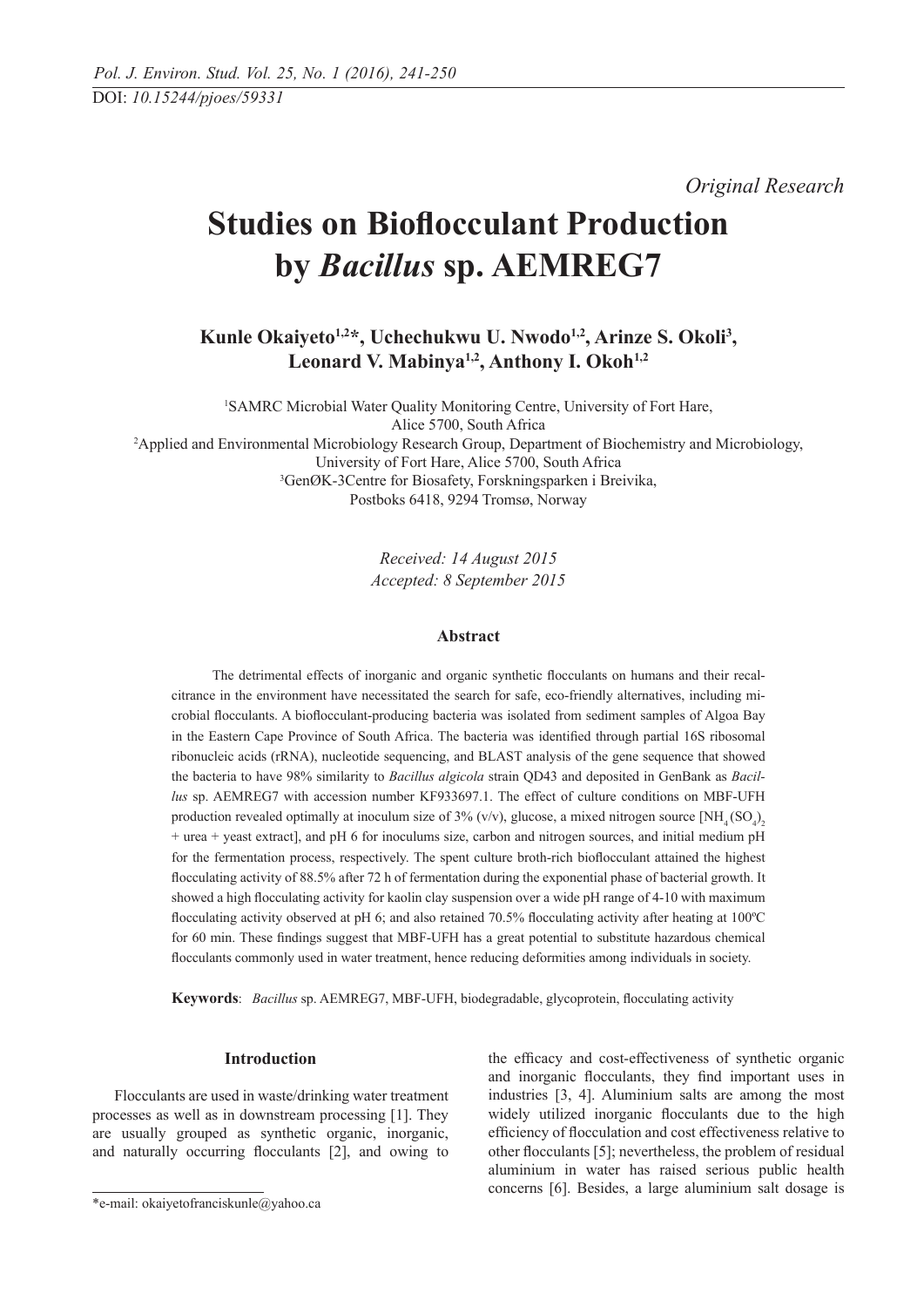DOI: 10.15244/pjoes/59331

*Original Research*

# Studies on Bioflocculant Production by *Bacillus* sp. AEMREG7

**Kunle Okaiyeto[1,2]*, Uchechukwu U. Nwodo[1,2], Arinze S. Okoli[3], Leonard V. Mabinya[1,2], Anthony I. Okoh[1,2]**

[1]SAMRC Microbial Water Quality Monitoring Centre, University of Fort Hare, Alice 5700, South Africa

[2]Applied and Environmental Microbiology Research Group, Department of Biochemistry and Microbiology, University of Fort Hare, Alice 5700, South Africa

[3]GenØK-3Centre for Biosafety, Forskningsparken i Breivika, Postboks 6418, 9294 Tromsø, Norway

*Received: 14 August 2015*
*Accepted: 8 September 2015*

### Abstract

The detrimental effects of inorganic and organic synthetic flocculants on humans and their recalcitrance in the environment have necessitated the search for safe, eco-friendly alternatives, including microbial flocculants. A bioflocculant-producing bacteria was isolated from sediment samples of Algoa Bay in the Eastern Cape Province of South Africa. The bacteria was identified through partial 16S ribosomal ribonucleic acids (rRNA), nucleotide sequencing, and BLAST analysis of the gene sequence that showed the bacteria to have 98% similarity to *Bacillus algicola* strain QD43 and deposited in GenBank as *Bacillus* sp. AEMREG7 with accession number KF933697.1. The effect of culture conditions on MBF-UFH production revealed optimally at inoculum size of 3% (v/v), glucose, a mixed nitrogen source [$NH_4(SO_4)_2$ + urea + yeast extract], and pH 6 for inoculums size, carbon and nitrogen sources, and initial medium pH for the fermentation process, respectively. The spent culture broth-rich bioflocculant attained the highest flocculating activity of 88.5% after 72 h of fermentation during the exponential phase of bacterial growth. It showed a high flocculating activity for kaolin clay suspension over a wide pH range of 4-10 with maximum flocculating activity observed at pH 6; and also retained 70.5% flocculating activity after heating at 100ºC for 60 min. These findings suggest that MBF-UFH has a great potential to substitute hazardous chemical flocculants commonly used in water treatment, hence reducing deformities among individuals in society.

**Keywords**: *Bacillus* sp. AEMREG7, MBF-UFH, biodegradable, glycoprotein, flocculating activity

### Introduction

Flocculants are used in waste/drinking water treatment processes as well as in downstream processing [1]. They are usually grouped as synthetic organic, inorganic, and naturally occurring flocculants [2], and owing to the efficacy and cost-effectiveness of synthetic organic and inorganic flocculants, they find important uses in industries [3, 4]. Aluminium salts are among the most widely utilized inorganic flocculants due to the high efficiency of flocculation and cost effectiveness relative to other flocculants [5]; nevertheless, the problem of residual aluminium in water has raised serious public health concerns [6]. Besides, a large aluminium salt dosage is

*e-mail: okaiyetofranciskunle@yahoo.ca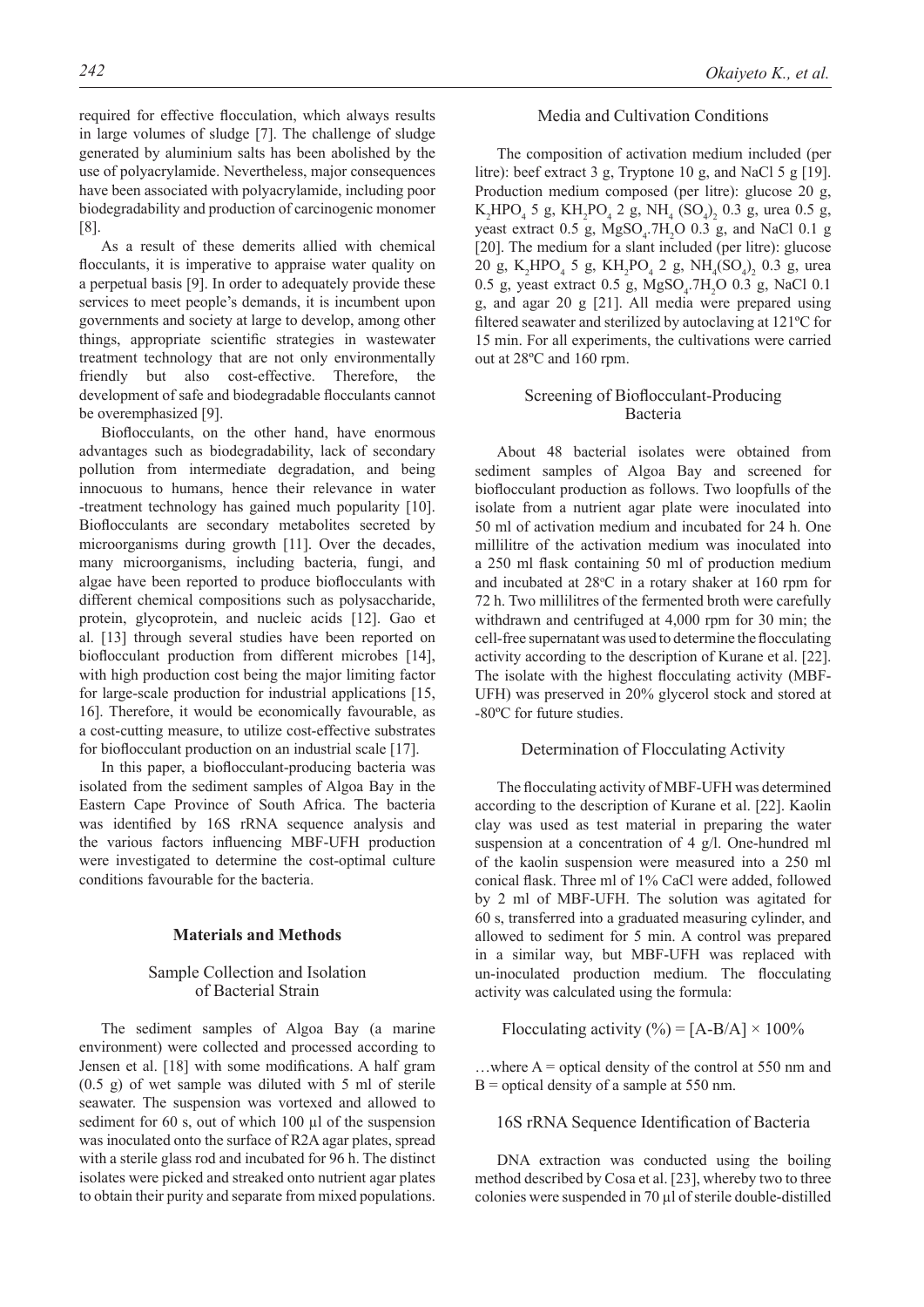required for effective flocculation, which always results in large volumes of sludge [7]. The challenge of sludge generated by aluminium salts has been abolished by the use of polyacrylamide. Nevertheless, major consequences have been associated with polyacrylamide, including poor biodegradability and production of carcinogenic monomer [8].

As a result of these demerits allied with chemical flocculants, it is imperative to appraise water quality on a perpetual basis [9]. In order to adequately provide these services to meet people's demands, it is incumbent upon governments and society at large to develop, among other things, appropriate scientific strategies in wastewater treatment technology that are not only environmentally friendly but also cost-effective. Therefore, the development of safe and biodegradable flocculants cannot be overemphasized [9].

Bioflocculants, on the other hand, have enormous advantages such as biodegradability, lack of secondary pollution from intermediate degradation, and being innocuous to humans, hence their relevance in water -treatment technology has gained much popularity [10]. Bioflocculants are secondary metabolites secreted by microorganisms during growth [11]. Over the decades, many microorganisms, including bacteria, fungi, and algae have been reported to produce bioflocculants with different chemical compositions such as polysaccharide, protein, glycoprotein, and nucleic acids [12]. Gao et al. [13] through several studies have been reported on bioflocculant production from different microbes [14], with high production cost being the major limiting factor for large-scale production for industrial applications [15, 16]. Therefore, it would be economically favourable, as a cost-cutting measure, to utilize cost-effective substrates for bioflocculant production on an industrial scale [17].

In this paper, a bioflocculant-producing bacteria was isolated from the sediment samples of Algoa Bay in the Eastern Cape Province of South Africa. The bacteria was identified by 16S rRNA sequence analysis and the various factors influencing MBF-UFH production were investigated to determine the cost-optimal culture conditions favourable for the bacteria.

## Materials and Methods

### Sample Collection and Isolation of Bacterial Strain

The sediment samples of Algoa Bay (a marine environment) were collected and processed according to Jensen et al. [18] with some modifications. A half gram (0.5 g) of wet sample was diluted with 5 ml of sterile seawater. The suspension was vortexed and allowed to sediment for 60 s, out of which 100 µl of the suspension was inoculated onto the surface of R2A agar plates, spread with a sterile glass rod and incubated for 96 h. The distinct isolates were picked and streaked onto nutrient agar plates to obtain their purity and separate from mixed populations.

### Media and Cultivation Conditions

The composition of activation medium included (per litre): beef extract 3 g, Tryptone 10 g, and NaCl 5 g [19]. Production medium composed (per litre): glucose 20 g, $K_2HPO_4$ 5 g, $KH_2PO_4$ 2 g, $NH_4(SO_4)_2$ 0.3 g, urea 0.5 g, yeast extract 0.5 g, $MgSO_4.7H_2O$ 0.3 g, and NaCl 0.1 g [20]. The medium for a slant included (per litre): glucose 20 g, $K_2HPO_4$ 5 g, $KH_2PO_4$ 2 g, $NH_4(SO_4)_2$ 0.3 g, urea 0.5 g, yeast extract 0.5 g, $MgSO_4.7H_2O$ 0.3 g, NaCl 0.1 g, and agar 20 g [21]. All media were prepared using filtered seawater and sterilized by autoclaving at 121ºC for 15 min. For all experiments, the cultivations were carried out at 28ºC and 160 rpm.

### Screening of Bioflocculant-Producing Bacteria

About 48 bacterial isolates were obtained from sediment samples of Algoa Bay and screened for bioflocculant production as follows. Two loopfulls of the isolate from a nutrient agar plate were inoculated into 50 ml of activation medium and incubated for 24 h. One millilitre of the activation medium was inoculated into a 250 ml flask containing 50 ml of production medium and incubated at 28ºC in a rotary shaker at 160 rpm for 72 h. Two millilitres of the fermented broth were carefully withdrawn and centrifuged at 4,000 rpm for 30 min; the cell-free supernatant was used to determine the flocculating activity according to the description of Kurane et al. [22]. The isolate with the highest flocculating activity (MBF-UFH) was preserved in 20% glycerol stock and stored at -80ºC for future studies.

### Determination of Flocculating Activity

The flocculating activity of MBF-UFH was determined according to the description of Kurane et al. [22]. Kaolin clay was used as test material in preparing the water suspension at a concentration of 4 g/l. One-hundred ml of the kaolin suspension were measured into a 250 ml conical flask. Three ml of 1% CaCl were added, followed by 2 ml of MBF-UFH. The solution was agitated for 60 s, transferred into a graduated measuring cylinder, and allowed to sediment for 5 min. A control was prepared in a similar way, but MBF-UFH was replaced with un-inoculated production medium. The flocculating activity was calculated using the formula:

$$\text{Flocculating activity (\%)} = [A\text{-}B/A] \times 100\%$$

…where A = optical density of the control at 550 nm and B = optical density of a sample at 550 nm.

### 16S rRNA Sequence Identification of Bacteria

DNA extraction was conducted using the boiling method described by Cosa et al. [23], whereby two to three colonies were suspended in 70 µl of sterile double-distilled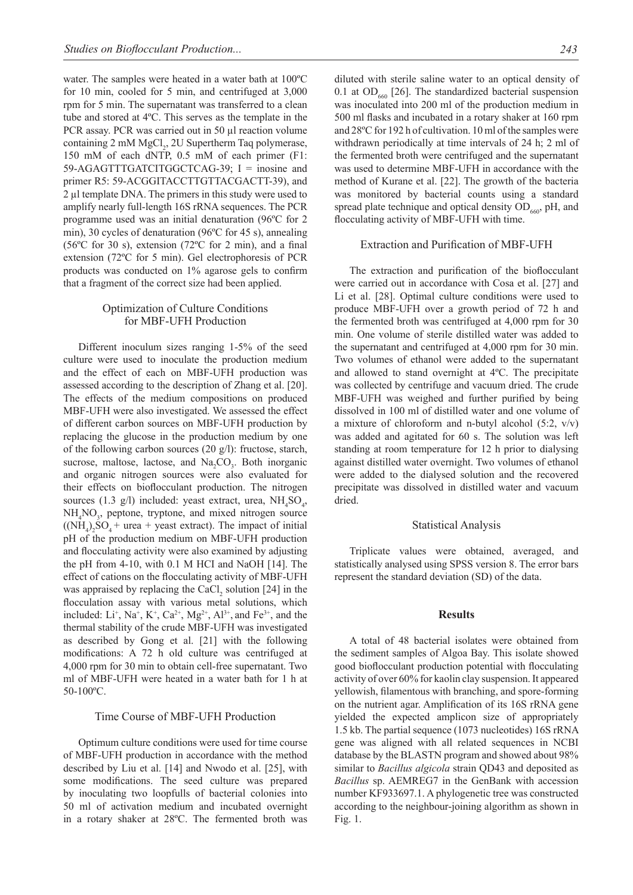water. The samples were heated in a water bath at 100ºC for 10 min, cooled for 5 min, and centrifuged at 3,000 rpm for 5 min. The supernatant was transferred to a clean tube and stored at 4ºC. This serves as the template in the PCR assay. PCR was carried out in 50 µl reaction volume containing 2 mM $MgCl_2$, 2U Supertherm Taq polymerase, 150 mM of each dNTP, 0.5 mM of each primer (F1: 59-AGAGTTTGATCITGGCTCAG-39; I = inosine and primer R5: 59-ACGGITACCTTGTTACGACTT-39), and 2 µl template DNA. The primers in this study were used to amplify nearly full-length 16S rRNA sequences. The PCR programme used was an initial denaturation (96ºC for 2 min), 30 cycles of denaturation (96ºC for 45 s), annealing (56ºC for 30 s), extension (72ºC for 2 min), and a final extension (72ºC for 5 min). Gel electrophoresis of PCR products was conducted on 1% agarose gels to confirm that a fragment of the correct size had been applied.

## Optimization of Culture Conditions for MBF-UFH Production

Different inoculum sizes ranging 1-5% of the seed culture were used to inoculate the production medium and the effect of each on MBF-UFH production was assessed according to the description of Zhang et al. [20]. The effects of the medium compositions on produced MBF-UFH were also investigated. We assessed the effect of different carbon sources on MBF-UFH production by replacing the glucose in the production medium by one of the following carbon sources (20 g/l): fructose, starch, sucrose, maltose, lactose, and $Na_2CO_3$. Both inorganic and organic nitrogen sources were also evaluated for their effects on bioflocculant production. The nitrogen sources (1.3 g/l) included: yeast extract, urea, $NH_4SO_4$, $NH_4NO_3$, peptone, tryptone, and mixed nitrogen source ($(NH_4)_2SO_4$ + urea + yeast extract). The impact of initial pH of the production medium on MBF-UFH production and flocculating activity were also examined by adjusting the pH from 4-10, with 0.1 M HCl and NaOH [14]. The effect of cations on the flocculating activity of MBF-UFH was appraised by replacing the $CaCl_2$ solution [24] in the flocculation assay with various metal solutions, which included: $Li^+$, $Na^+$, $K^+$, $Ca^{2+}$, $Mg^{2+}$, $Al^{3+}$, and $Fe^{3+}$, and the thermal stability of the crude MBF-UFH was investigated as described by Gong et al. [21] with the following modifications: A 72 h old culture was centrifuged at 4,000 rpm for 30 min to obtain cell-free supernatant. Two ml of MBF-UFH were heated in a water bath for 1 h at 50-100ºC.

## Time Course of MBF-UFH Production

Optimum culture conditions were used for time course of MBF-UFH production in accordance with the method described by Liu et al. [14] and Nwodo et al. [25], with some modifications. The seed culture was prepared by inoculating two loopfulls of bacterial colonies into 50 ml of activation medium and incubated overnight in a rotary shaker at 28ºC. The fermented broth was diluted with sterile saline water to an optical density of 0.1 at $OD_{660}$ [26]. The standardized bacterial suspension was inoculated into 200 ml of the production medium in 500 ml flasks and incubated in a rotary shaker at 160 rpm and 28ºC for 192 h of cultivation. 10 ml of the samples were withdrawn periodically at time intervals of 24 h; 2 ml of the fermented broth were centrifuged and the supernatant was used to determine MBF-UFH in accordance with the method of Kurane et al. [22]. The growth of the bacteria was monitored by bacterial counts using a standard spread plate technique and optical density $OD_{660}$, pH, and flocculating activity of MBF-UFH with time.

## Extraction and Purification of MBF-UFH

The extraction and purification of the bioflocculant were carried out in accordance with Cosa et al. [27] and Li et al. [28]. Optimal culture conditions were used to produce MBF-UFH over a growth period of 72 h and the fermented broth was centrifuged at 4,000 rpm for 30 min. One volume of sterile distilled water was added to the supernatant and centrifuged at 4,000 rpm for 30 min. Two volumes of ethanol were added to the supernatant and allowed to stand overnight at 4ºC. The precipitate was collected by centrifuge and vacuum dried. The crude MBF-UFH was weighed and further purified by being dissolved in 100 ml of distilled water and one volume of a mixture of chloroform and n-butyl alcohol (5:2, v/v) was added and agitated for 60 s. The solution was left standing at room temperature for 12 h prior to dialysing against distilled water overnight. Two volumes of ethanol were added to the dialysed solution and the recovered precipitate was dissolved in distilled water and vacuum dried.

## Statistical Analysis

Triplicate values were obtained, averaged, and statistically analysed using SPSS version 8. The error bars represent the standard deviation (SD) of the data.

# Results

A total of 48 bacterial isolates were obtained from the sediment samples of Algoa Bay. This isolate showed good bioflocculant production potential with flocculating activity of over 60% for kaolin clay suspension. It appeared yellowish, filamentous with branching, and spore-forming on the nutrient agar. Amplification of its 16S rRNA gene yielded the expected amplicon size of appropriately 1.5 kb. The partial sequence (1073 nucleotides) 16S rRNA gene was aligned with all related sequences in NCBI database by the BLASTN program and showed about 98% similar to *Bacillus algicola* strain QD43 and deposited as *Bacillus* sp. AEMREG7 in the GenBank with accession number KF933697.1. A phylogenetic tree was constructed according to the neighbour-joining algorithm as shown in Fig. 1.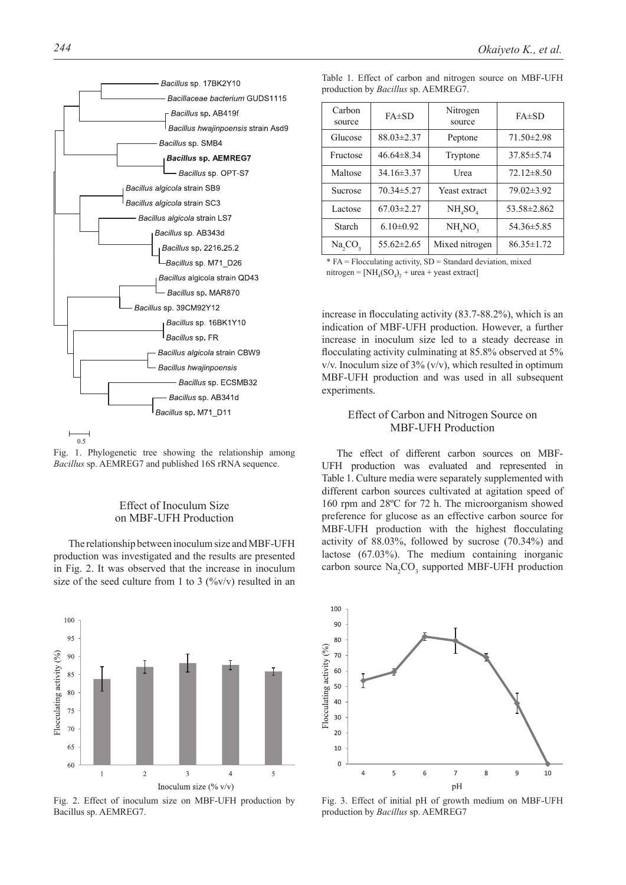Fig. 1. Phylogenetic tree showing the relationship among *Bacillus* sp. AEMREG7 and published 16S rRNA sequence.

## Effect of Inoculum Size on MBF-UFH Production

The relationship between inoculum size and MBF-UFH production was investigated and the results are presented in Fig. 2. It was observed that the increase in inoculum size of the seed culture from 1 to 3 (%v/v) resulted in an increase in flocculating activity (83.7-88.2%), which is an indication of MBF-UFH production. However, a further increase in inoculum size led to a steady decrease in flocculating activity culminating at 85.8% observed at 5% v/v. Inoculum size of 3% (v/v), which resulted in optimum MBF-UFH production and was used in all subsequent experiments.

Table 1. Effect of carbon and nitrogen source on MBF-UFH production by *Bacillus* sp. AEMREG7.

| Carbon source | FA±SD | Nitrogen source | FA±SD |
|---|---|---|---|
| Glucose | 88.03±2.37 | Peptone | 71.50±2.98 |
| Fructose | 46.64±8.34 | Tryptone | 37.85±5.74 |
| Maltose | 34.16±3.37 | Urea | 72.12±8.50 |
| Sucrose | 70.34±5.27 | Yeast extract | 79.02±3.92 |
| Lactose | 67.03±2.27 | $NH_4SO_4$ | 53.58±2.862 |
| Starch | 6.10±0.92 | $NH_4NO_3$ | 54.36±5.85 |
| $Na_2CO_3$ | 55.62±2.65 | Mixed nitrogen | 86.35±1.72 |

* FA = Flocculating activity, SD = Standard deviation, mixed nitrogen = [$NH_4(SO_4)_2$ + urea + yeast extract]

## Effect of Carbon and Nitrogen Source on MBF-UFH Production

The effect of different carbon sources on MBF-UFH production was evaluated and represented in Table 1. Culture media were separately supplemented with different carbon sources cultivated at agitation speed of 160 rpm and 28ºC for 72 h. The microorganism showed preference for glucose as an effective carbon source for MBF-UFH production with the highest flocculating activity of 88.03%, followed by sucrose (70.34%) and lactose (67.03%). The medium containing inorganic carbon source $Na_2CO_3$ supported MBF-UFH production

Fig. 2. Effect of inoculum size on MBF-UFH production by Bacillus sp. AEMREG7.

Fig. 3. Effect of initial pH of growth medium on MBF-UFH production by *Bacillus* sp. AEMREG7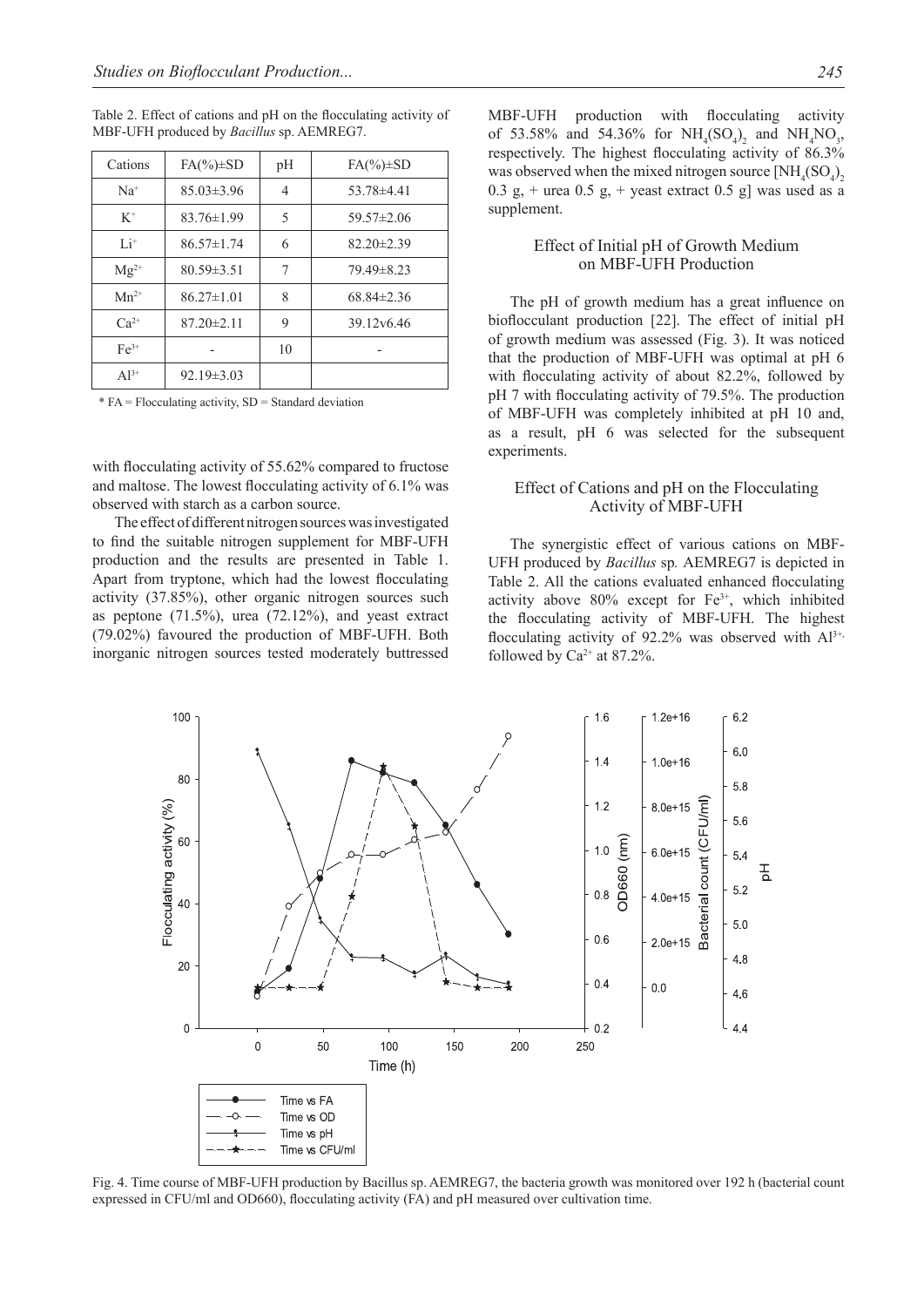Table 2. Effect of cations and pH on the flocculating activity of MBF-UFH produced by *Bacillus* sp. AEMREG7.

| Cations | FA(%)±SD | pH | FA(%)±SD |
|---|---|---|---|
| $Na^+$ | 85.03±3.96 | 4 | 53.78±4.41 |
| $K^+$ | 83.76±1.99 | 5 | 59.57±2.06 |
| $Li^+$ | 86.57±1.74 | 6 | 82.20±2.39 |
| $Mg^{2+}$ | 80.59±3.51 | 7 | 79.49±8.23 |
| $Mn^{2+}$ | 86.27±1.01 | 8 | 68.84±2.36 |
| $Ca^{2+}$ | 87.20±2.11 | 9 | 39.12v6.46 |
| $Fe^{3+}$ | - | 10 | - |
| $Al^{3+}$ | 92.19±3.03 | | |

\* FA = Flocculating activity, SD = Standard deviation

with flocculating activity of 55.62% compared to fructose and maltose. The lowest flocculating activity of 6.1% was observed with starch as a carbon source.

The effect of different nitrogen sources was investigated to find the suitable nitrogen supplement for MBF-UFH production and the results are presented in Table 1. Apart from tryptone, which had the lowest flocculating activity (37.85%), other organic nitrogen sources such as peptone (71.5%), urea (72.12%), and yeast extract (79.02%) favoured the production of MBF-UFH. Both inorganic nitrogen sources tested moderately buttressed MBF-UFH production with flocculating activity of 53.58% and 54.36% for $NH_4(SO_4)_2$ and $NH_4NO_3$, respectively. The highest flocculating activity of 86.3% was observed when the mixed nitrogen source [$NH_4(SO_4)_2$ 0.3 g, + urea 0.5 g, + yeast extract 0.5 g] was used as a supplement.

## Effect of Initial pH of Growth Medium on MBF-UFH Production

The pH of growth medium has a great influence on bioflocculant production [22]. The effect of initial pH of growth medium was assessed (Fig. 3). It was noticed that the production of MBF-UFH was optimal at pH 6 with flocculating activity of about 82.2%, followed by pH 7 with flocculating activity of 79.5%. The production of MBF-UFH was completely inhibited at pH 10 and, as a result, pH 6 was selected for the subsequent experiments.

## Effect of Cations and pH on the Flocculating Activity of MBF-UFH

The synergistic effect of various cations on MBF-UFH produced by *Bacillus* sp*.* AEMREG7 is depicted in Table 2. All the cations evaluated enhanced flocculating activity above 80% except for $Fe^{3+}$, which inhibited the flocculating activity of MBF-UFH. The highest flocculating activity of 92.2% was observed with $Al^{3+}$, followed by $Ca^{2+}$ at 87.2%.

Fig. 4. Time course of MBF-UFH production by Bacillus sp. AEMREG7, the bacteria growth was monitored over 192 h (bacterial count expressed in CFU/ml and OD660), flocculating activity (FA) and pH measured over cultivation time.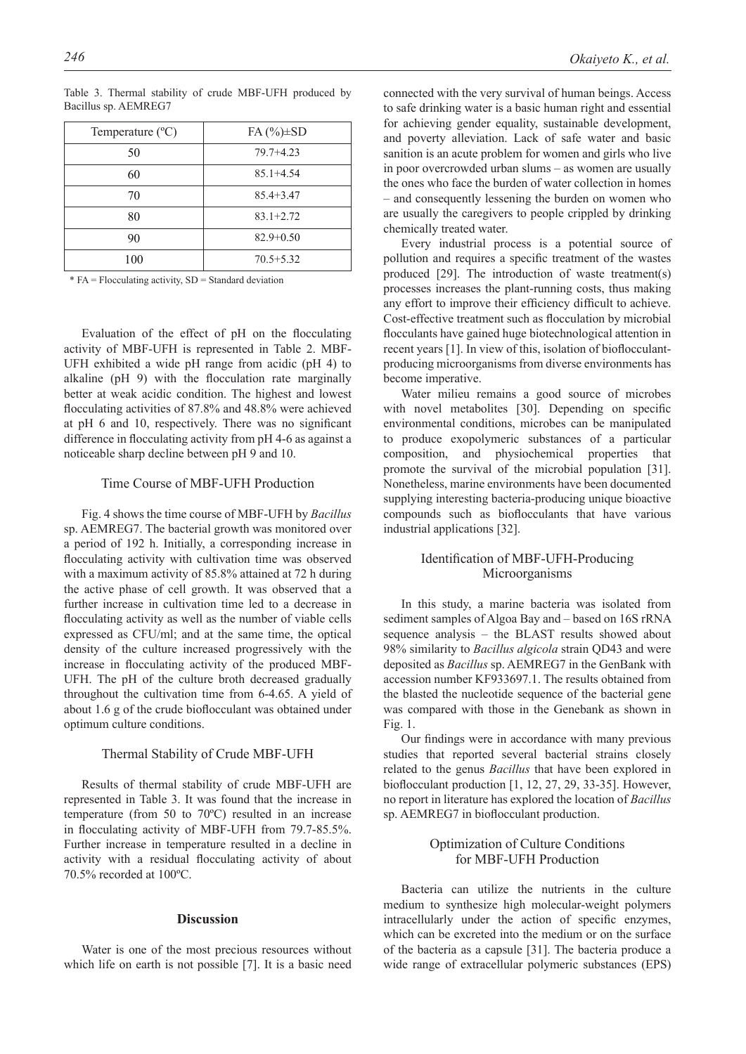Table 3. Thermal stability of crude MBF-UFH produced by Bacillus sp. AEMREG7

| Temperature (ºC) | FA (%)±SD |
|---|---|
| 50 | 79.7+4.23 |
| 60 | 85.1+4.54 |
| 70 | 85.4+3.47 |
| 80 | 83.1+2.72 |
| 90 | 82.9+0.50 |
| 100 | 70.5+5.32 |

* FA = Flocculating activity, SD = Standard deviation

Evaluation of the effect of pH on the flocculating activity of MBF-UFH is represented in Table 2. MBF-UFH exhibited a wide pH range from acidic (pH 4) to alkaline (pH 9) with the flocculation rate marginally better at weak acidic condition. The highest and lowest flocculating activities of 87.8% and 48.8% were achieved at pH 6 and 10, respectively. There was no significant difference in flocculating activity from pH 4-6 as against a noticeable sharp decline between pH 9 and 10.

### Time Course of MBF-UFH Production

Fig. 4 shows the time course of MBF-UFH by *Bacillus* sp. AEMREG7. The bacterial growth was monitored over a period of 192 h. Initially, a corresponding increase in flocculating activity with cultivation time was observed with a maximum activity of 85.8% attained at 72 h during the active phase of cell growth. It was observed that a further increase in cultivation time led to a decrease in flocculating activity as well as the number of viable cells expressed as CFU/ml; and at the same time, the optical density of the culture increased progressively with the increase in flocculating activity of the produced MBF-UFH. The pH of the culture broth decreased gradually throughout the cultivation time from 6-4.65. A yield of about 1.6 g of the crude bioflocculant was obtained under optimum culture conditions.

### Thermal Stability of Crude MBF-UFH

Results of thermal stability of crude MBF-UFH are represented in Table 3. It was found that the increase in temperature (from 50 to 70ºC) resulted in an increase in flocculating activity of MBF-UFH from 79.7-85.5%. Further increase in temperature resulted in a decline in activity with a residual flocculating activity of about 70.5% recorded at 100ºC.

## Discussion

Water is one of the most precious resources without which life on earth is not possible [7]. It is a basic need connected with the very survival of human beings. Access to safe drinking water is a basic human right and essential for achieving gender equality, sustainable development, and poverty alleviation. Lack of safe water and basic sanition is an acute problem for women and girls who live in poor overcrowded urban slums – as women are usually the ones who face the burden of water collection in homes – and consequently lessening the burden on women who are usually the caregivers to people crippled by drinking chemically treated water.

Every industrial process is a potential source of pollution and requires a specific treatment of the wastes produced [29]. The introduction of waste treatment(s) processes increases the plant-running costs, thus making any effort to improve their efficiency difficult to achieve. Cost-effective treatment such as flocculation by microbial flocculants have gained huge biotechnological attention in recent years [1]. In view of this, isolation of bioflocculant-producing microorganisms from diverse environments has become imperative.

Water milieu remains a good source of microbes with novel metabolites [30]. Depending on specific environmental conditions, microbes can be manipulated to produce exopolymeric substances of a particular composition, and physiochemical properties that promote the survival of the microbial population [31]. Nonetheless, marine environments have been documented supplying interesting bacteria-producing unique bioactive compounds such as bioflocculants that have various industrial applications [32].

### Identification of MBF-UFH-Producing Microorganisms

In this study, a marine bacteria was isolated from sediment samples of Algoa Bay and – based on 16S rRNA sequence analysis – the BLAST results showed about 98% similarity to *Bacillus algicola* strain QD43 and were deposited as *Bacillus* sp. AEMREG7 in the GenBank with accession number KF933697.1. The results obtained from the blasted the nucleotide sequence of the bacterial gene was compared with those in the Genebank as shown in Fig. 1.

Our findings were in accordance with many previous studies that reported several bacterial strains closely related to the genus *Bacillus* that have been explored in bioflocculant production [1, 12, 27, 29, 33-35]. However, no report in literature has explored the location of *Bacillus* sp. AEMREG7 in bioflocculant production.

### Optimization of Culture Conditions for MBF-UFH Production

Bacteria can utilize the nutrients in the culture medium to synthesize high molecular-weight polymers intracellularly under the action of specific enzymes, which can be excreted into the medium or on the surface of the bacteria as a capsule [31]. The bacteria produce a wide range of extracellular polymeric substances (EPS)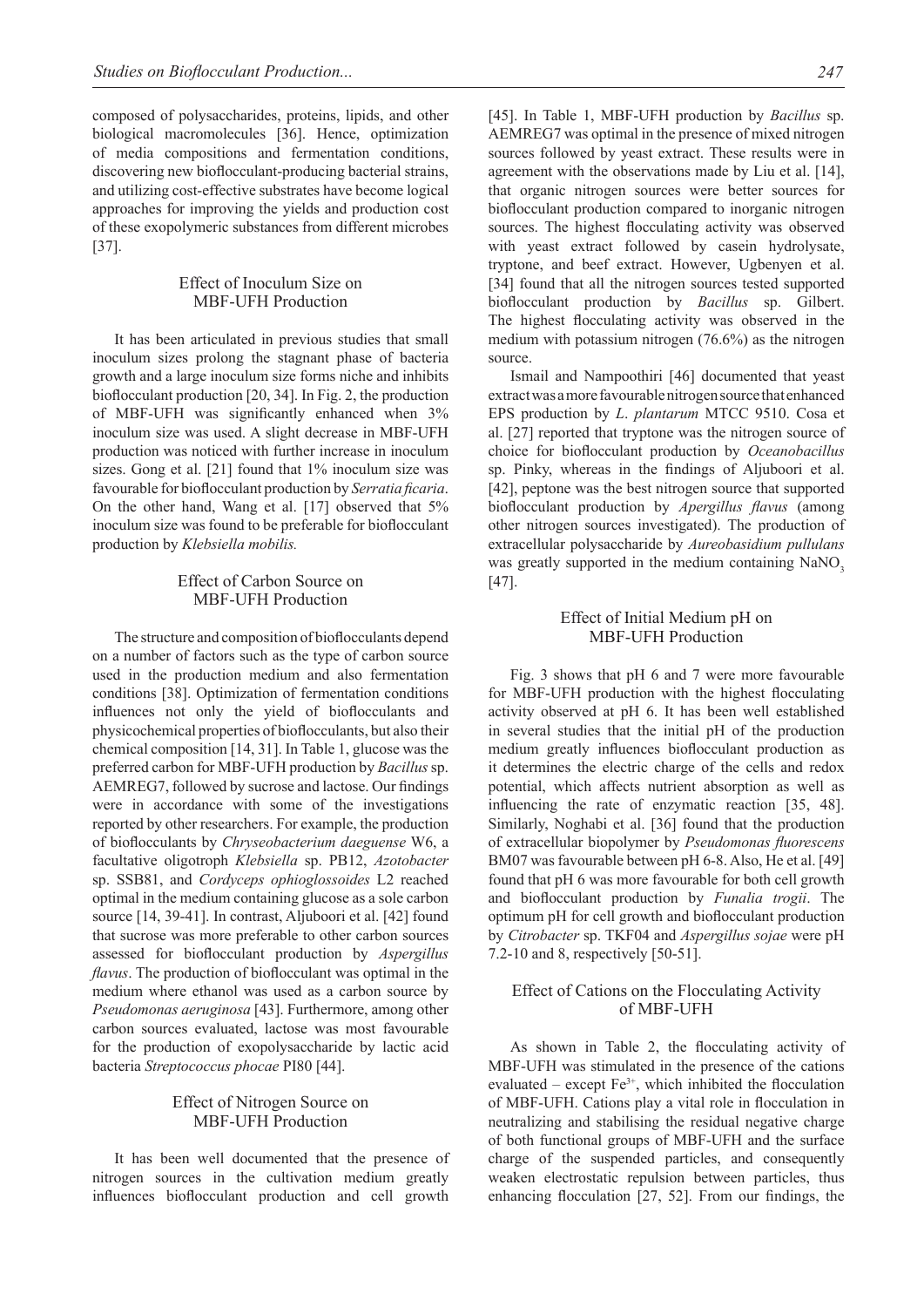composed of polysaccharides, proteins, lipids, and other biological macromolecules [36]. Hence, optimization of media compositions and fermentation conditions, discovering new bioflocculant-producing bacterial strains, and utilizing cost-effective substrates have become logical approaches for improving the yields and production cost of these exopolymeric substances from different microbes [37].

## Effect of Inoculum Size on MBF-UFH Production

It has been articulated in previous studies that small inoculum sizes prolong the stagnant phase of bacteria growth and a large inoculum size forms niche and inhibits bioflocculant production [20, 34]. In Fig. 2, the production of MBF-UFH was significantly enhanced when 3% inoculum size was used. A slight decrease in MBF-UFH production was noticed with further increase in inoculum sizes. Gong et al. [21] found that 1% inoculum size was favourable for bioflocculant production by *Serratia ficaria*. On the other hand, Wang et al. [17] observed that 5% inoculum size was found to be preferable for bioflocculant production by *Klebsiella mobilis.*

## Effect of Carbon Source on MBF-UFH Production

The structure and composition of bioflocculants depend on a number of factors such as the type of carbon source used in the production medium and also fermentation conditions [38]. Optimization of fermentation conditions influences not only the yield of bioflocculants and physicochemical properties of bioflocculants, but also their chemical composition [14, 31]. In Table 1, glucose was the preferred carbon for MBF-UFH production by *Bacillus* sp. AEMREG7, followed by sucrose and lactose. Our findings were in accordance with some of the investigations reported by other researchers. For example, the production of bioflocculants by *Chryseobacterium daeguense* W6, a facultative oligotroph *Klebsiella* sp. PB12, *Azotobacter* sp. SSB81, and *Cordyceps ophioglossoides* L2 reached optimal in the medium containing glucose as a sole carbon source [14, 39-41]. In contrast, Aljuboori et al. [42] found that sucrose was more preferable to other carbon sources assessed for bioflocculant production by *Aspergillus flavus*. The production of bioflocculant was optimal in the medium where ethanol was used as a carbon source by *Pseudomonas aeruginosa* [43]. Furthermore, among other carbon sources evaluated, lactose was most favourable for the production of exopolysaccharide by lactic acid bacteria *Streptococcus phocae* PI80 [44].

## Effect of Nitrogen Source on MBF-UFH Production

It has been well documented that the presence of nitrogen sources in the cultivation medium greatly influences bioflocculant production and cell growth [45]. In Table 1, MBF-UFH production by *Bacillus* sp. AEMREG7 was optimal in the presence of mixed nitrogen sources followed by yeast extract. These results were in agreement with the observations made by Liu et al. [14], that organic nitrogen sources were better sources for bioflocculant production compared to inorganic nitrogen sources. The highest flocculating activity was observed with yeast extract followed by casein hydrolysate, tryptone, and beef extract. However, Ugbenyen et al. [34] found that all the nitrogen sources tested supported bioflocculant production by *Bacillus* sp. Gilbert. The highest flocculating activity was observed in the medium with potassium nitrogen (76.6%) as the nitrogen source.

Ismail and Nampoothiri [46] documented that yeast extract was a more favourable nitrogen source that enhanced EPS production by *L. plantarum* MTCC 9510. Cosa et al. [27] reported that tryptone was the nitrogen source of choice for bioflocculant production by *Oceanobacillus* sp. Pinky, whereas in the findings of Aljuboori et al. [42], peptone was the best nitrogen source that supported bioflocculant production by *Apergillus flavus* (among other nitrogen sources investigated). The production of extracellular polysaccharide by *Aureobasidium pullulans* was greatly supported in the medium containing $NaNO_3$ [47].

## Effect of Initial Medium pH on MBF-UFH Production

Fig. 3 shows that pH 6 and 7 were more favourable for MBF-UFH production with the highest flocculating activity observed at pH 6. It has been well established in several studies that the initial pH of the production medium greatly influences bioflocculant production as it determines the electric charge of the cells and redox potential, which affects nutrient absorption as well as influencing the rate of enzymatic reaction [35, 48]. Similarly, Noghabi et al. [36] found that the production of extracellular biopolymer by *Pseudomonas fluorescens* BM07 was favourable between pH 6-8. Also, He et al. [49] found that pH 6 was more favourable for both cell growth and bioflocculant production by *Funalia trogii*. The optimum pH for cell growth and bioflocculant production by *Citrobacter* sp. TKF04 and *Aspergillus sojae* were pH 7.2-10 and 8, respectively [50-51].

## Effect of Cations on the Flocculating Activity of MBF-UFH

As shown in Table 2, the flocculating activity of MBF-UFH was stimulated in the presence of the cations evaluated – except $Fe^{3+}$, which inhibited the flocculation of MBF-UFH. Cations play a vital role in flocculation in neutralizing and stabilising the residual negative charge of both functional groups of MBF-UFH and the surface charge of the suspended particles, and consequently weaken electrostatic repulsion between particles, thus enhancing flocculation [27, 52]. From our findings, the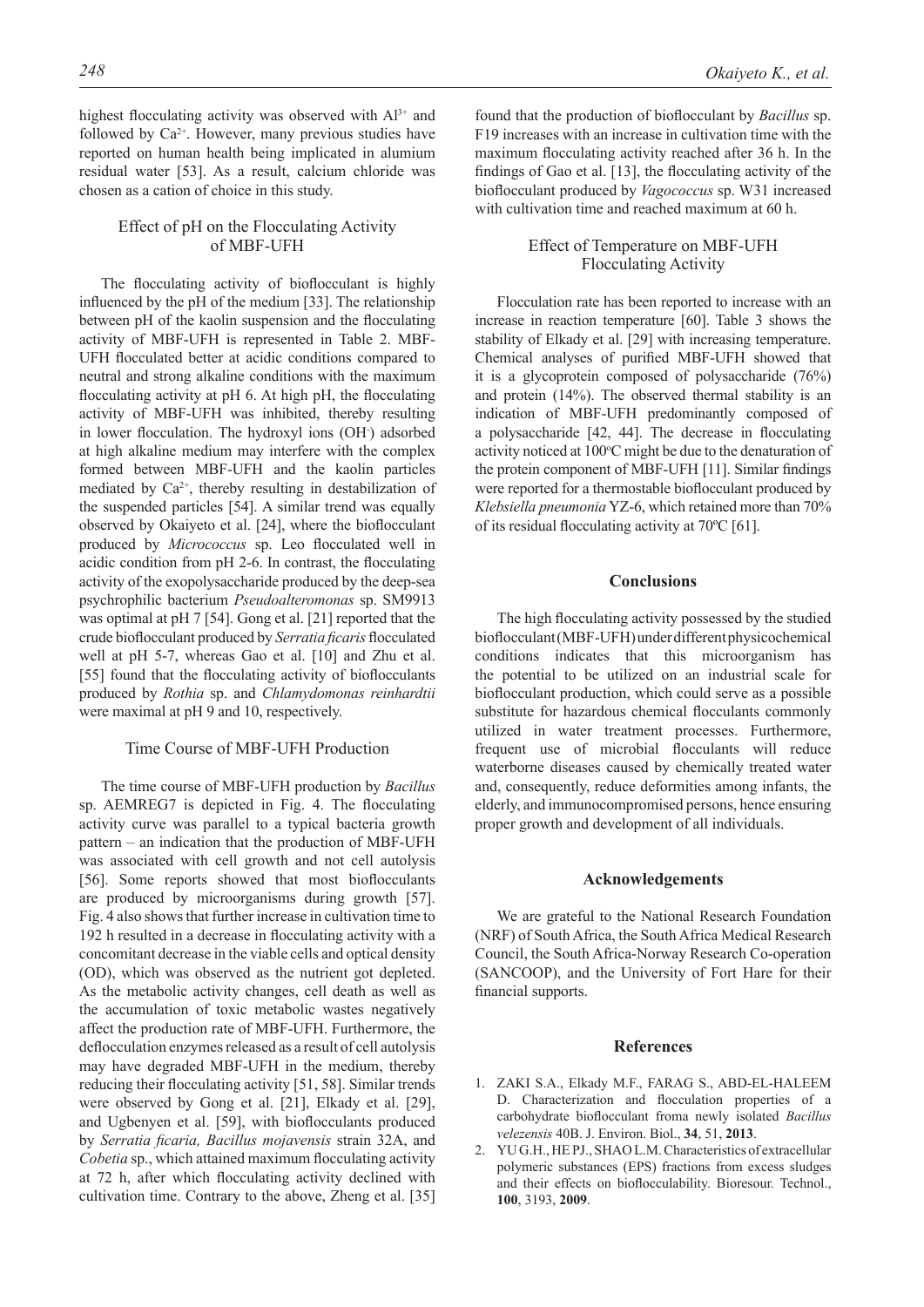highest flocculating activity was observed with $Al^{3+}$ and followed by $Ca^{2+}$. However, many previous studies have reported on human health being implicated in alumium residual water [53]. As a result, calcium chloride was chosen as a cation of choice in this study.

### Effect of pH on the Flocculating Activity of MBF-UFH

The flocculating activity of bioflocculant is highly influenced by the pH of the medium [33]. The relationship between pH of the kaolin suspension and the flocculating activity of MBF-UFH is represented in Table 2. MBF-UFH flocculated better at acidic conditions compared to neutral and strong alkaline conditions with the maximum flocculating activity at pH 6. At high pH, the flocculating activity of MBF-UFH was inhibited, thereby resulting in lower flocculation. The hydroxyl ions ($OH^-$) adsorbed at high alkaline medium may interfere with the complex formed between MBF-UFH and the kaolin particles mediated by $Ca^{2+}$, thereby resulting in destabilization of the suspended particles [54]. A similar trend was equally observed by Okaiyeto et al. [24], where the bioflocculant produced by *Micrococcus* sp. Leo flocculated well in acidic condition from pH 2-6. In contrast, the flocculating activity of the exopolysaccharide produced by the deep-sea psychrophilic bacterium *Pseudoalteromonas* sp. SM9913 was optimal at pH 7 [54]. Gong et al. [21] reported that the crude bioflocculant produced by *Serratia ficaris* flocculated well at pH 5-7, whereas Gao et al. [10] and Zhu et al. [55] found that the flocculating activity of bioflocculants produced by *Rothia* sp. and *Chlamydomonas reinhardtii* were maximal at pH 9 and 10, respectively.

### Time Course of MBF-UFH Production

The time course of MBF-UFH production by *Bacillus* sp. AEMREG7 is depicted in Fig. 4. The flocculating activity curve was parallel to a typical bacteria growth pattern – an indication that the production of MBF-UFH was associated with cell growth and not cell autolysis [56]. Some reports showed that most bioflocculants are produced by microorganisms during growth [57]. Fig. 4 also shows that further increase in cultivation time to 192 h resulted in a decrease in flocculating activity with a concomitant decrease in the viable cells and optical density (OD), which was observed as the nutrient got depleted. As the metabolic activity changes, cell death as well as the accumulation of toxic metabolic wastes negatively affect the production rate of MBF-UFH. Furthermore, the deflocculation enzymes released as a result of cell autolysis may have degraded MBF-UFH in the medium, thereby reducing their flocculating activity [51, 58]. Similar trends were observed by Gong et al. [21], Elkady et al. [29], and Ugbenyen et al. [59], with bioflocculants produced by *Serratia ficaria, Bacillus mojavensis* strain 32A, and *Cobetia* sp., which attained maximum flocculating activity at 72 h, after which flocculating activity declined with cultivation time. Contrary to the above, Zheng et al. [35] found that the production of bioflocculant by *Bacillus* sp. F19 increases with an increase in cultivation time with the maximum flocculating activity reached after 36 h. In the findings of Gao et al. [13], the flocculating activity of the bioflocculant produced by *Vagococcus* sp. W31 increased with cultivation time and reached maximum at 60 h.

### Effect of Temperature on MBF-UFH Flocculating Activity

Flocculation rate has been reported to increase with an increase in reaction temperature [60]. Table 3 shows the stability of Elkady et al. [29] with increasing temperature. Chemical analyses of purified MBF-UFH showed that it is a glycoprotein composed of polysaccharide (76%) and protein (14%). The observed thermal stability is an indication of MBF-UFH predominantly composed of a polysaccharide [42, 44]. The decrease in flocculating activity noticed at 100ºC might be due to the denaturation of the protein component of MBF-UFH [11]. Similar findings were reported for a thermostable bioflocculant produced by *Klebsiella pneumonia* YZ-6, which retained more than 70% of its residual flocculating activity at 70ºC [61].

## Conclusions

The high flocculating activity possessed by the studied bioflocculant (MBF-UFH) under different physicochemical conditions indicates that this microorganism has the potential to be utilized on an industrial scale for bioflocculant production, which could serve as a possible substitute for hazardous chemical flocculants commonly utilized in water treatment processes. Furthermore, frequent use of microbial flocculants will reduce waterborne diseases caused by chemically treated water and, consequently, reduce deformities among infants, the elderly, and immunocompromised persons, hence ensuring proper growth and development of all individuals.

## Acknowledgements

We are grateful to the National Research Foundation (NRF) of South Africa, the South Africa Medical Research Council, the South Africa-Norway Research Co-operation (SANCOOP), and the University of Fort Hare for their financial supports.

## References

1. ZAKI S.A., Elkady M.F., FARAG S., ABD-EL-HALEEM D. Characterization and flocculation properties of a carbohydrate bioflocculant froma newly isolated *Bacillus velezensis* 40B. J. Environ. Biol., **34**, 51, **2013**.
2. YU G.H., HE PJ., SHAO L.M. Characteristics of extracellular polymeric substances (EPS) fractions from excess sludges and their effects on bioflocculability. Bioresour. Technol., **100**, 3193, **2009**.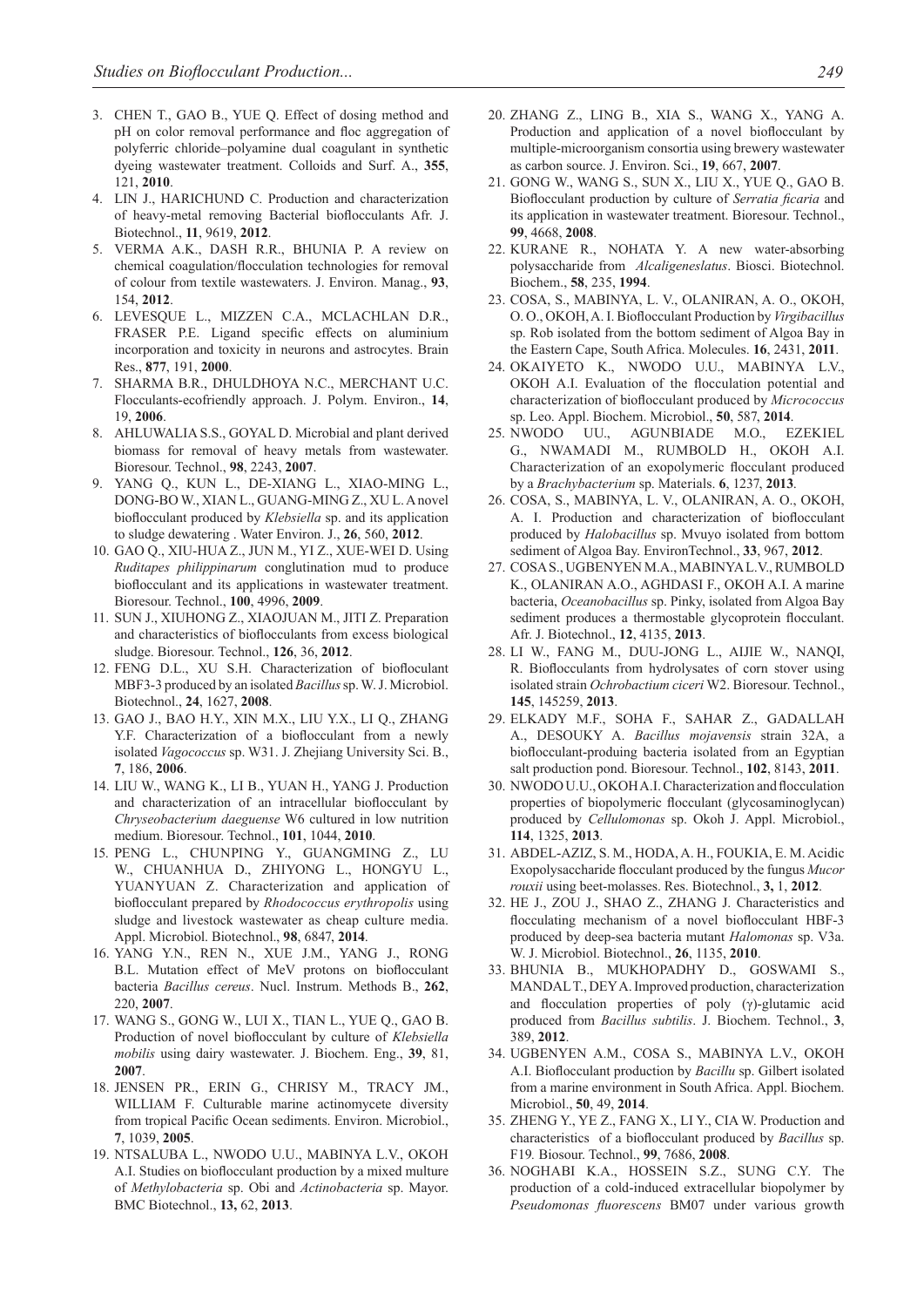3. CHEN T., GAO B., YUE Q. Effect of dosing method and pH on color removal performance and floc aggregation of polyferric chloride–polyamine dual coagulant in synthetic dyeing wastewater treatment. Colloids and Surf. A., **355**, 121, **2010**.
4. LIN J., HARICHUND C. Production and characterization of heavy-metal removing Bacterial bioflocculants Afr. J. Biotechnol., **11**, 9619, **2012**.
5. VERMA A.K., DASH R.R., BHUNIA P. A review on chemical coagulation/flocculation technologies for removal of colour from textile wastewaters. J. Environ. Manag., **93**, 154, **2012**.
6. LEVESQUE L., MIZZEN C.A., MCLACHLAN D.R., FRASER P.E. Ligand specific effects on aluminium incorporation and toxicity in neurons and astrocytes. Brain Res., **877**, 191, **2000**.
7. SHARMA B.R., DHULDHOYA N.C., MERCHANT U.C. Flocculants-ecofriendly approach. J. Polym. Environ., **14**, 19, **2006**.
8. AHLUWALIA S.S., GOYAL D. Microbial and plant derived biomass for removal of heavy metals from wastewater. Bioresour. Technol., **98**, 2243, **2007**.
9. YANG Q., KUN L., DE-XIANG L., XIAO-MING L., DONG-BO W., XIAN L., GUANG-MING Z., XU L. A novel bioflocculant produced by *Klebsiella* sp. and its application to sludge dewatering . Water Environ. J., **26**, 560, **2012**.
10. GAO Q., XIU-HUA Z., JUN M., YI Z., XUE-WEI D. Using *Ruditapes philippinarum* conglutination mud to produce bioflocculant and its applications in wastewater treatment. Bioresour. Technol., **100**, 4996, **2009**.
11. SUN J., XIUHONG Z., XIAOJUAN M., JITI Z. Preparation and characteristics of bioflocculants from excess biological sludge. Bioresour. Technol., **126**, 36, **2012**.
12. FENG D.L., XU S.H. Characterization of bioflocculant MBF3-3 produced by an isolated *Bacillus* sp. W. J. Microbiol. Biotechnol., **24**, 1627, **2008**.
13. GAO J., BAO H.Y., XIN M.X., LIU Y.X., LI Q., ZHANG Y.F. Characterization of a bioflocculant from a newly isolated *Vagococcus* sp. W31. J. Zhejiang University Sci. B., **7**, 186, **2006**.
14. LIU W., WANG K., LI B., YUAN H., YANG J. Production and characterization of an intracellular bioflocculant by *Chryseobacterium daeguense* W6 cultured in low nutrition medium. Bioresour. Technol., **101**, 1044, **2010**.
15. PENG L., CHUNPING Y., GUANGMING Z., LU W., CHUANHUA D., ZHIYONG L., HONGYU L., YUANYUAN Z. Characterization and application of bioflocculant prepared by *Rhodococcus erythropolis* using sludge and livestock wastewater as cheap culture media. Appl. Microbiol. Biotechnol., **98**, 6847, **2014**.
16. YANG Y.N., REN N., XUE J.M., YANG J., RONG B.L. Mutation effect of MeV protons on bioflocculant bacteria *Bacillus cereus*. Nucl. Instrum. Methods B., **262**, 220, **2007**.
17. WANG S., GONG W., LUI X., TIAN L., YUE Q., GAO B. Production of novel bioflocculant by culture of *Klebsiella mobilis* using dairy wastewater. J. Biochem. Eng., **39**, 81, **2007**.
18. JENSEN PR., ERIN G., CHRISY M., TRACY JM., WILLIAM F. Culturable marine actinomycete diversity from tropical Pacific Ocean sediments. Environ. Microbiol., **7**, 1039, **2005**.
19. NTSALUBA L., NWODO U.U., MABINYA L.V., OKOH A.I. Studies on bioflocculant production by a mixed multure of *Methylobacteria* sp. Obi and *Actinobacteria* sp. Mayor. BMC Biotechnol., **13,** 62, **2013**.
20. ZHANG Z., LING B., XIA S., WANG X., YANG A. Production and application of a novel bioflocculant by multiple-microorganism consortia using brewery wastewater as carbon source. J. Environ. Sci., **19**, 667, **2007**.
21. GONG W., WANG S., SUN X., LIU X., YUE Q., GAO B. Bioflocculant production by culture of *Serratia ficaria* and its application in wastewater treatment. Bioresour. Technol., **99**, 4668, **2008**.
22. KURANE R., NOHATA Y. A new water-absorbing polysaccharide from *Alcaligeneslatus*. Biosci. Biotechnol. Biochem., **58**, 235, **1994**.
23. COSA, S., MABINYA, L. V., OLANIRAN, A. O., OKOH, O. O., OKOH, A. I. Bioflocculant Production by *Virgibacillus* sp. Rob isolated from the bottom sediment of Algoa Bay in the Eastern Cape, South Africa. Molecules. **16**, 2431, **2011**.
24. OKAIYETO K., NWODO U.U., MABINYA L.V., OKOH A.I. Evaluation of the flocculation potential and characterization of bioflocculant produced by *Micrococcus* sp. Leo. Appl. Biochem. Microbiol., **50**, 587, **2014**.
25. NWODO UU., AGUNBIADE M.O., EZEKIEL G., NWAMADI M., RUMBOLD H., OKOH A.I. Characterization of an exopolymeric flocculant produced by a *Brachybacterium* sp. Materials. **6**, 1237, **2013**.
26. COSA, S., MABINYA, L. V., OLANIRAN, A. O., OKOH, A. I. Production and characterization of bioflocculant produced by *Halobacillus* sp. Mvuyo isolated from bottom sediment of Algoa Bay. EnvironTechnol., **33**, 967, **2012**.
27. COSA S., UGBENYEN M.A., MABINYA L.V., RUMBOLD K., OLANIRAN A.O., AGHDASI F., OKOH A.I. A marine bacteria, *Oceanobacillus* sp. Pinky, isolated from Algoa Bay sediment produces a thermostable glycoprotein flocculant. Afr. J. Biotechnol., **12**, 4135, **2013**.
28. LI W., FANG M., DUU-JONG L., AIJIE W., NANQI, R. Bioflocculants from hydrolysates of corn stover using isolated strain *Ochrobactium ciceri* W2. Bioresour. Technol., **145**, 145259, **2013**.
29. ELKADY M.F., SOHA F., SAHAR Z., GADALLAH A., DESOUKY A. *Bacillus mojavensis* strain 32A, a bioflocculant-produing bacteria isolated from an Egyptian salt production pond. Bioresour. Technol., **102**, 8143, **2011**.
30. NWODO U.U., OKOH A.I. Characterization and flocculation properties of biopolymeric flocculant (glycosaminoglycan) produced by *Cellulomonas* sp. Okoh J. Appl. Microbiol., **114**, 1325, **2013**.
31. ABDEL-AZIZ, S. M., HODA, A. H., FOUKIA, E. M. Acidic Exopolysaccharide flocculant produced by the fungus *Mucor rouxii* using beet-molasses. Res. Biotechnol., **3,** 1, **2012**.
32. HE J., ZOU J., SHAO Z., ZHANG J. Characteristics and flocculating mechanism of a novel bioflocculant HBF-3 produced by deep-sea bacteria mutant *Halomonas* sp. V3a. W. J. Microbiol. Biotechnol., **26**, 1135, **2010**.
33. BHUNIA B., MUKHOPADHY D., GOSWAMI S., MANDAL T., DEY A. Improved production, characterization and flocculation properties of poly (γ)-glutamic acid produced from *Bacillus subtilis*. J. Biochem. Technol., **3**, 389, **2012**.
34. UGBENYEN A.M., COSA S., MABINYA L.V., OKOH A.I. Bioflocculant production by *Bacillu* sp. Gilbert isolated from a marine environment in South Africa. Appl. Biochem. Microbiol., **50**, 49, **2014**.
35. ZHENG Y., YE Z., FANG X., LI Y., CIA W. Production and characteristics of a bioflocculant produced by *Bacillus* sp. F19*.* Biosour. Technol., **99**, 7686, **2008**.
36. NOGHABI K.A., HOSSEIN S.Z., SUNG C.Y. The production of a cold-induced extracellular biopolymer by *Pseudomonas fluorescens* BM07 under various growth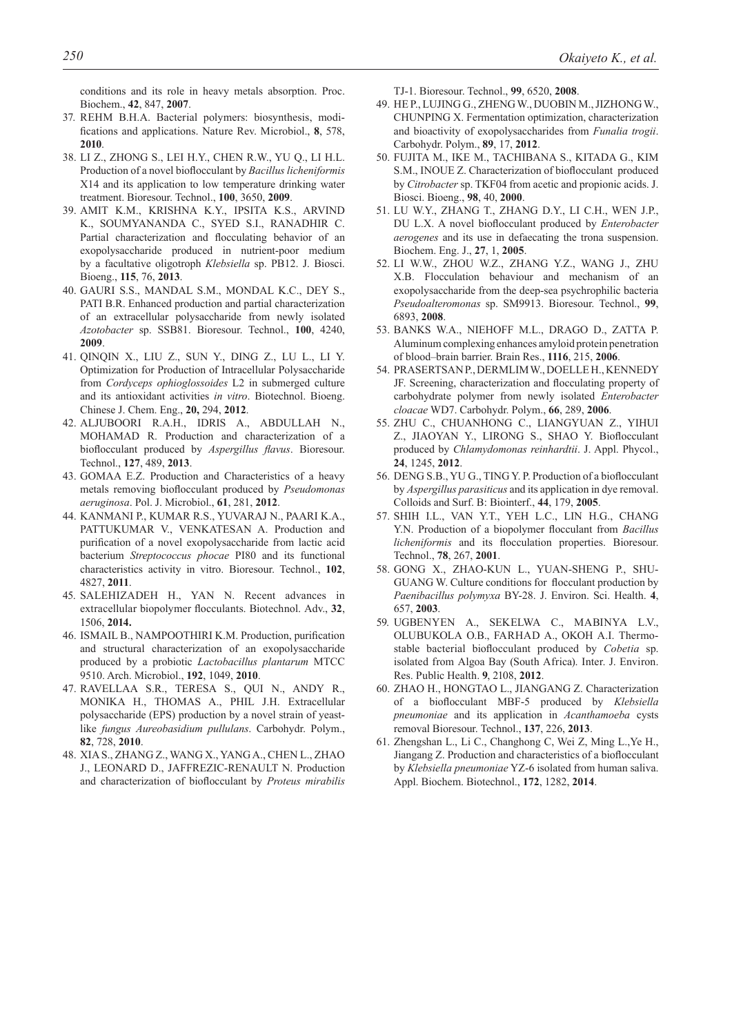conditions and its role in heavy metals absorption. Proc. Biochem., **42**, 847, **2007**.

37. REHM B.H.A. Bacterial polymers: biosynthesis, modifications and applications. Nature Rev. Microbiol., **8**, 578, **2010**.
38. LI Z., ZHONG S., LEI H.Y., CHEN R.W., YU Q., LI H.L. Production of a novel bioflocculant by *Bacillus licheniformis* X14 and its application to low temperature drinking water treatment. Bioresour. Technol., **100**, 3650, **2009**.
39. AMIT K.M., KRISHNA K.Y., IPSITA K.S., ARVIND K., SOUMYANANDA C., SYED S.I., RANADHIR C. Partial characterization and flocculating behavior of an exopolysaccharide produced in nutrient-poor medium by a facultative oligotroph *Klebsiella* sp. PB12. J. Biosci. Bioeng., **115**, 76, **2013**.
40. GAURI S.S., MANDAL S.M., MONDAL K.C., DEY S., PATI B.R. Enhanced production and partial characterization of an extracellular polysaccharide from newly isolated *Azotobacter* sp. SSB81. Bioresour. Technol., **100**, 4240, **2009**.
41. QINQIN X., LIU Z., SUN Y., DING Z., LU L., LI Y. Optimization for Production of Intracellular Polysaccharide from *Cordyceps ophioglossoides* L2 in submerged culture and its antioxidant activities *in vitro*. Biotechnol. Bioeng. Chinese J. Chem. Eng., **20,** 294, **2012**.
42. ALJUBOORI R.A.H., IDRIS A., ABDULLAH N., MOHAMAD R. Production and characterization of a bioflocculant produced by *Aspergillus flavus*. Bioresour. Technol., **127**, 489, **2013**.
43. GOMAA E.Z. Production and Characteristics of a heavy metals removing bioflocculant produced by *Pseudomonas aeruginosa*. Pol. J. Microbiol., **61**, 281, **2012**.
44. KANMANI P., KUMAR R.S., YUVARAJ N., PAARI K.A., PATTUKUMAR V., VENKATESAN A. Production and purification of a novel exopolysaccharide from lactic acid bacterium *Streptococcus phocae* PI80 and its functional characteristics activity in vitro. Bioresour. Technol., **102**, 4827, **2011**.
45. SALEHIZADEH H., YAN N. Recent advances in extracellular biopolymer flocculants. Biotechnol. Adv., **32**, 1506, **2014.**
46. ISMAIL B., NAMPOOTHIRI K.M. Production, purification and structural characterization of an exopolysaccharide produced by a probiotic *Lactobacillus plantarum* MTCC 9510. Arch. Microbiol., **192**, 1049, **2010**.
47. RAVELLAA S.R., TERESA S., QUI N., ANDY R., MONIKA H., THOMAS A., PHIL J.H. Extracellular polysaccharide (EPS) production by a novel strain of yeast-like *fungus Aureobasidium pullulans*. Carbohydr. Polym., **82**, 728, **2010**.
48. XIA S., ZHANG Z., WANG X., YANG A., CHEN L., ZHAO J., LEONARD D., JAFFREZIC-RENAULT N. Production and characterization of bioflocculant by *Proteus mirabilis* TJ-1. Bioresour. Technol., **99**, 6520, **2008**.
49. HE P., LUJING G., ZHENG W., DUOBIN M., JIZHONG W., CHUNPING X. Fermentation optimization, characterization and bioactivity of exopolysaccharides from *Funalia trogii*. Carbohydr. Polym., **89**, 17, **2012**.
50. FUJITA M., IKE M., TACHIBANA S., KITADA G., KIM S.M., INOUE Z. Characterization of bioflocculant produced by *Citrobacter* sp. TKF04 from acetic and propionic acids. J. Biosci. Bioeng., **98**, 40, **2000**.
51. LU W.Y., ZHANG T., ZHANG D.Y., LI C.H., WEN J.P., DU L.X. A novel bioflocculant produced by *Enterobacter aerogenes* and its use in defaecating the trona suspension. Biochem. Eng. J., **27**, 1, **2005**.
52. LI W.W., ZHOU W.Z., ZHANG Y.Z., WANG J., ZHU X.B. Flocculation behaviour and mechanism of an exopolysaccharide from the deep-sea psychrophilic bacteria *Pseudoalteromonas* sp. SM9913. Bioresour. Technol., **99**, 6893, **2008**.
53. BANKS W.A., NIEHOFF M.L., DRAGO D., ZATTA P. Aluminum complexing enhances amyloid protein penetration of blood–brain barrier. Brain Res., **1116**, 215, **2006**.
54. PRASERTSAN P., DERMLIM W., DOELLE H., KENNEDY JF. Screening, characterization and flocculating property of carbohydrate polymer from newly isolated *Enterobacter cloacae* WD7. Carbohydr. Polym., **66**, 289, **2006**.
55. ZHU C., CHUANHONG C., LIANGYUAN Z., YIHUI Z., JIAOYAN Y., LIRONG S., SHAO Y. Bioflocculant produced by *Chlamydomonas reinhardtii*. J. Appl. Phycol., **24**, 1245, **2012**.
56. DENG S.B., YU G., TING Y. P. Production of a bioflocculant by *Aspergillus parasiticus* and its application in dye removal. Colloids and Surf. B: Biointerf., **44**, 179, **2005**.
57. SHIH I.L., VAN Y.T., YEH L.C., LIN H.G., CHANG Y.N. Production of a biopolymer flocculant from *Bacillus licheniformis* and its flocculation properties. Bioresour. Technol., **78**, 267, **2001**.
58. GONG X., ZHAO-KUN L., YUAN-SHENG P., SHU-GUANG W. Culture conditions for flocculant production by *Paenibacillus polymyxa* BY-28. J. Environ. Sci. Health. **4**, 657, **2003**.
59. UGBENYEN A., SEKELWA C., MABINYA L.V., OLUBUKOLA O.B., FARHAD A., OKOH A.I. Thermostable bacterial bioflocculant produced by *Cobetia* sp. isolated from Algoa Bay (South Africa). Inter. J. Environ. Res. Public Health. **9**, 2108, **2012**.
60. ZHAO H., HONGTAO L., JIANGANG Z. Characterization of a bioflocculant MBF-5 produced by *Klebsiella pneumoniae* and its application in *Acanthamoeba* cysts removal Bioresour. Technol., **137**, 226, **2013**.
61. Zhengshan L., Li C., Changhong C, Wei Z, Ming L.,Ye H., Jiangang Z. Production and characteristics of a bioflocculant by *Klebsiella pneumoniae* YZ-6 isolated from human saliva. Appl. Biochem. Biotechnol., **172**, 1282, **2014**.